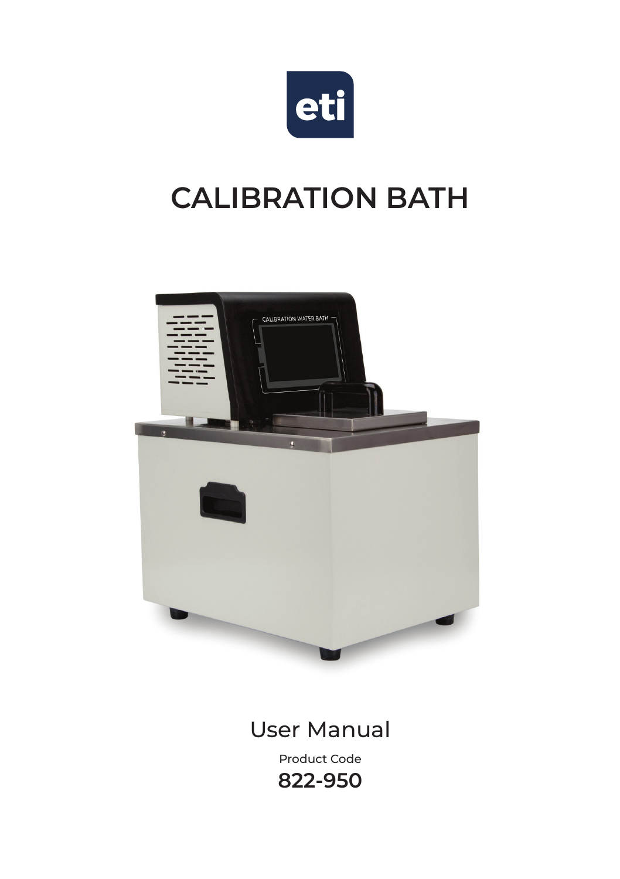eti

# CALIBRATION BATH

User Manual

Product Code

**822-950**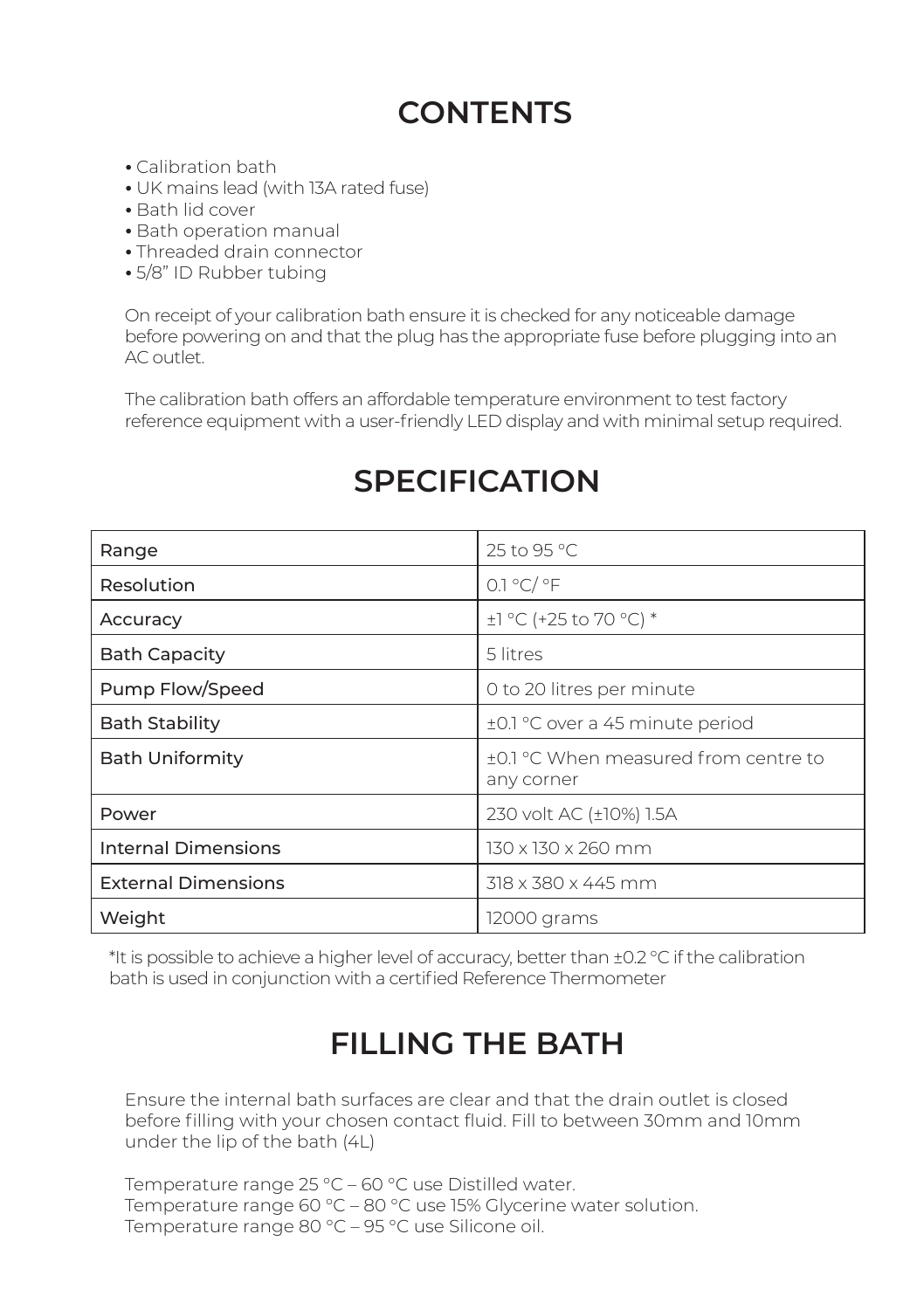## CONTENTS

- Calibration bath
- UK mains lead (with 13A rated fuse)
- Bath lid cover
- Bath operation manual
- Threaded drain connector
- 5/8" ID Rubber tubing

On receipt of your calibration bath ensure it is checked for any noticeable damage before powering on and that the plug has the appropriate fuse before plugging into an AC outlet.

The calibration bath offers an affordable temperature environment to test factory reference equipment with a user-friendly LED display and with minimal setup required.

## SPECIFICATION

| Range | 25 to 95 °C |
|---|---|
| Resolution | 0.1 °C/ °F |
| Accuracy | ±1 °C (+25 to 70 °C) * |
| Bath Capacity | 5 litres |
| Pump Flow/Speed | 0 to 20 litres per minute |
| Bath Stability | ±0.1 °C over a 45 minute period |
| Bath Uniformity | ±0.1 °C When measured from centre to any corner |
| Power | 230 volt AC (±10%) 1.5A |
| Internal Dimensions | 130 x 130 x 260 mm |
| External Dimensions | 318 x 380 x 445 mm |
| Weight | 12000 grams |

*It is possible to achieve a higher level of accuracy, better than ±0.2 °C if the calibration bath is used in conjunction with a certified Reference Thermometer

## FILLING THE BATH

Ensure the internal bath surfaces are clear and that the drain outlet is closed before filling with your chosen contact fluid. Fill to between 30mm and 10mm under the lip of the bath (4L)

Temperature range 25 °C – 60 °C use Distilled water.
Temperature range 60 °C – 80 °C use 15% Glycerine water solution.
Temperature range 80 °C – 95 °C use Silicone oil.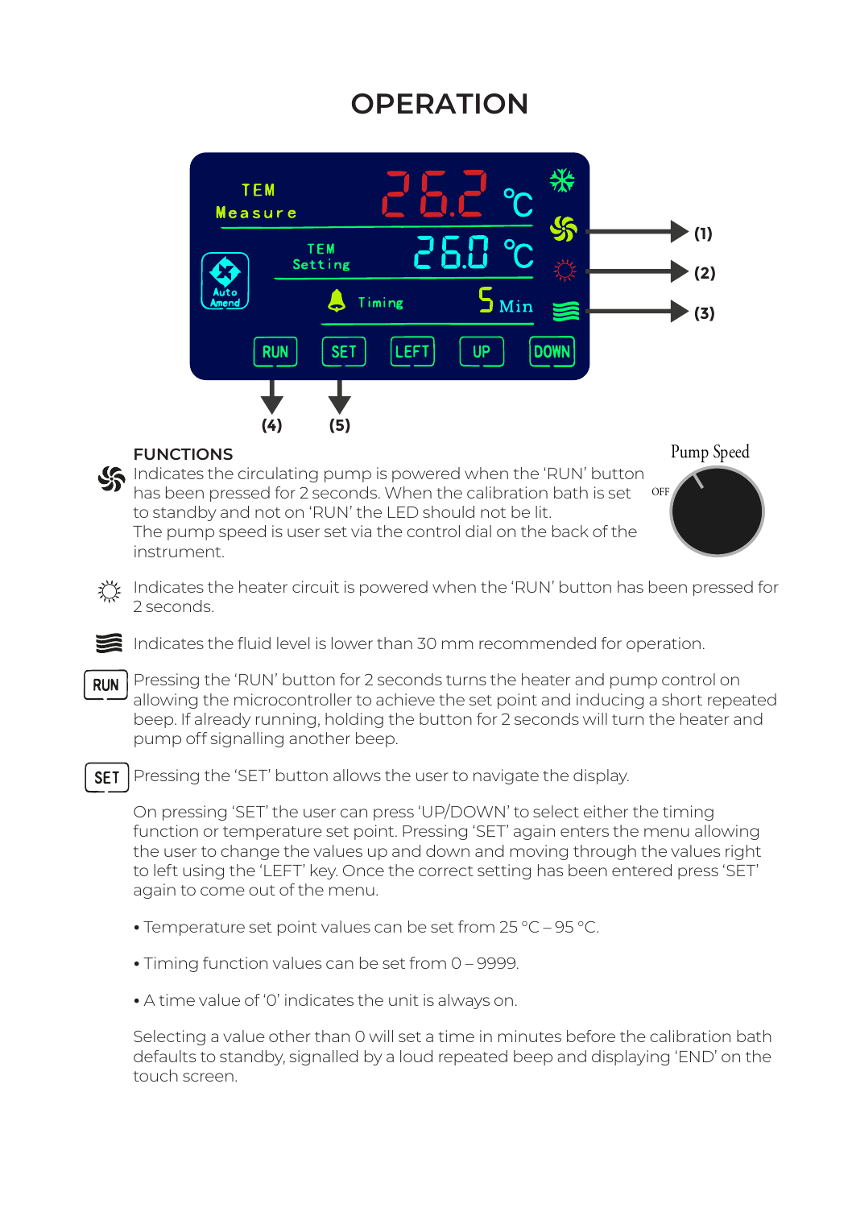# OPERATION

## FUNCTIONS

Indicates the circulating pump is powered when the 'RUN' button has been pressed for 2 seconds. When the calibration bath is set to standby and not on 'RUN' the LED should not be lit.
The pump speed is user set via the control dial on the back of the instrument.

Indicates the heater circuit is powered when the 'RUN' button has been pressed for 2 seconds.

Indicates the fluid level is lower than 30 mm recommended for operation.

**RUN** Pressing the 'RUN' button for 2 seconds turns the heater and pump control on allowing the microcontroller to achieve the set point and inducing a short repeated beep. If already running, holding the button for 2 seconds will turn the heater and pump off signalling another beep.

**SET** Pressing the 'SET' button allows the user to navigate the display.

On pressing 'SET' the user can press 'UP/DOWN' to select either the timing function or temperature set point. Pressing 'SET' again enters the menu allowing the user to change the values up and down and moving through the values right to left using the 'LEFT' key. Once the correct setting has been entered press 'SET' again to come out of the menu.

- Temperature set point values can be set from 25 °C – 95 °C.
- Timing function values can be set from 0 – 9999.
- A time value of '0' indicates the unit is always on.

Selecting a value other than 0 will set a time in minutes before the calibration bath defaults to standby, signalled by a loud repeated beep and displaying 'END' on the touch screen.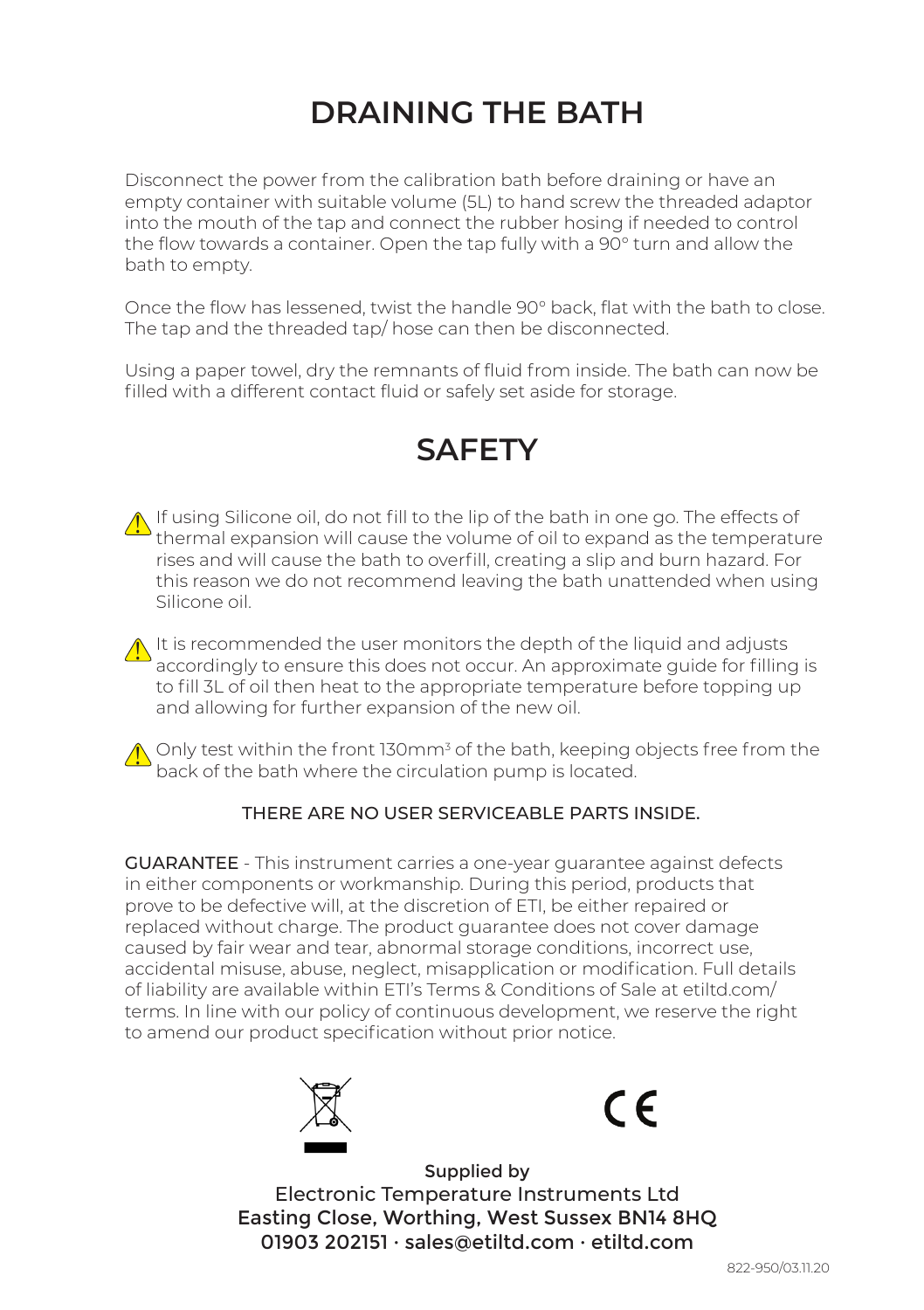# DRAINING THE BATH

Disconnect the power from the calibration bath before draining or have an empty container with suitable volume (5L) to hand screw the threaded adaptor into the mouth of the tap and connect the rubber hosing if needed to control the flow towards a container. Open the tap fully with a 90° turn and allow the bath to empty.

Once the flow has lessened, twist the handle 90° back, flat with the bath to close. The tap and the threaded tap/ hose can then be disconnected.

Using a paper towel, dry the remnants of fluid from inside. The bath can now be filled with a different contact fluid or safely set aside for storage.

# SAFETY

⚠ If using Silicone oil, do not fill to the lip of the bath in one go. The effects of thermal expansion will cause the volume of oil to expand as the temperature rises and will cause the bath to overfill, creating a slip and burn hazard. For this reason we do not recommend leaving the bath unattended when using Silicone oil.

⚠ It is recommended the user monitors the depth of the liquid and adjusts accordingly to ensure this does not occur. An approximate guide for filling is to fill 3L of oil then heat to the appropriate temperature before topping up and allowing for further expansion of the new oil.

⚠ Only test within the front $130mm^3$ of the bath, keeping objects free from the back of the bath where the circulation pump is located.

THERE ARE NO USER SERVICEABLE PARTS INSIDE.

GUARANTEE - This instrument carries a one-year guarantee against defects in either components or workmanship. During this period, products that prove to be defective will, at the discretion of ETI, be either repaired or replaced without charge. The product guarantee does not cover damage caused by fair wear and tear, abnormal storage conditions, incorrect use, accidental misuse, abuse, neglect, misapplication or modification. Full details of liability are available within ETI's Terms & Conditions of Sale at etiltd.com/terms. In line with our policy of continuous development, we reserve the right to amend our product specification without prior notice.

CE

Supplied by
Electronic Temperature Instruments Ltd
Easting Close, Worthing, West Sussex BN14 8HQ
01903 202151 · sales@etiltd.com · etiltd.com

822-950/03.11.20